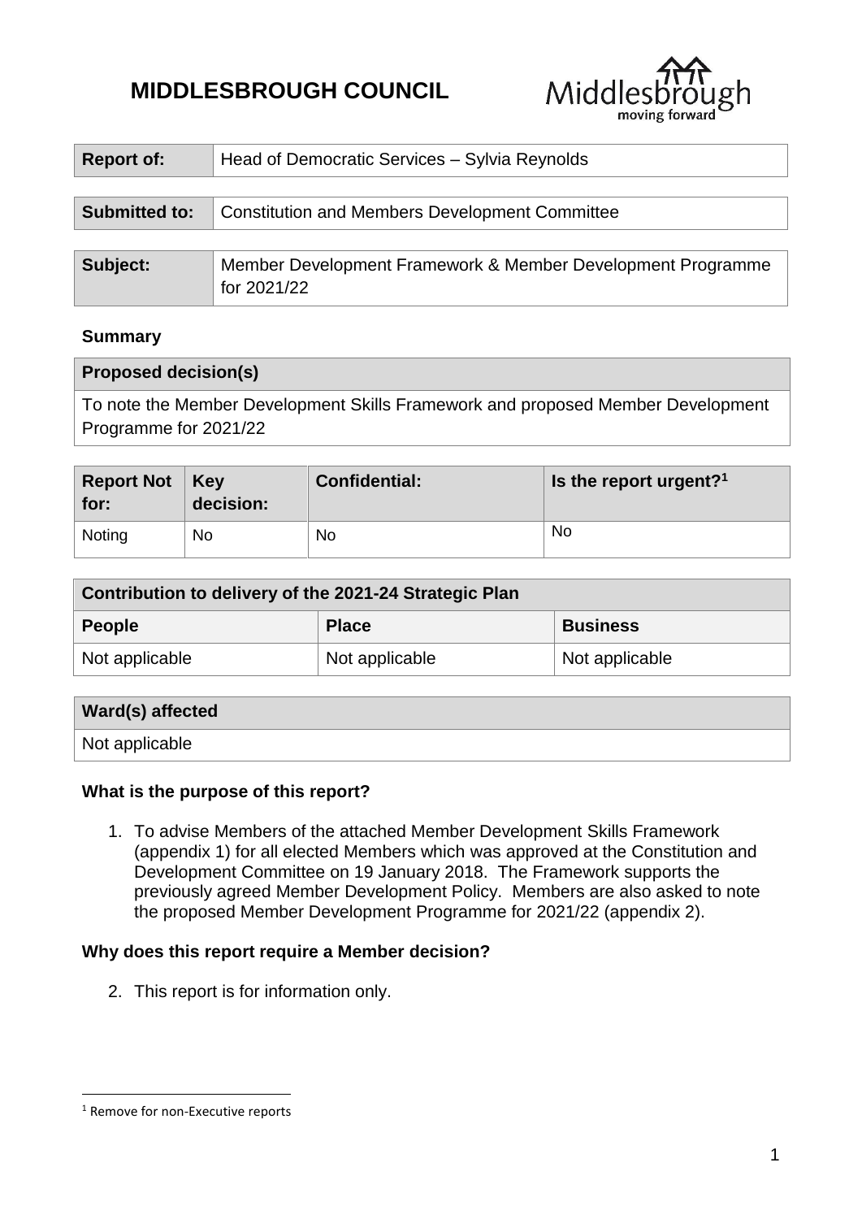# MIDDLESBROUGH COUNCIL

| Report of: | Head of Democratic Services – Sylvia Reynolds |
|---|---|

| Submitted to: | Constitution and Members Development Committee |
|---|---|

| Subject: | Member Development Framework & Member Development Programme for 2021/22 |
|---|---|

**Summary**

| Proposed decision(s) |
|---|
| To note the Member Development Skills Framework and proposed Member Development Programme for 2021/22 |

| Report Not for: | Key decision: | Confidential: | Is the report urgent?[1] |
|---|---|---|---|
| Noting | No | No | No |

| Contribution to delivery of the 2021-24 Strategic Plan | | |
|---|---|---|
| **People** | **Place** | **Business** |
| Not applicable | Not applicable | Not applicable |

| Ward(s) affected |
|---|
| Not applicable |

**What is the purpose of this report?**

1. To advise Members of the attached Member Development Skills Framework (appendix 1) for all elected Members which was approved at the Constitution and Development Committee on 19 January 2018. The Framework supports the previously agreed Member Development Policy. Members are also asked to note the proposed Member Development Programme for 2021/22 (appendix 2).

**Why does this report require a Member decision?**

2. This report is for information only.

[1] Remove for non-Executive reports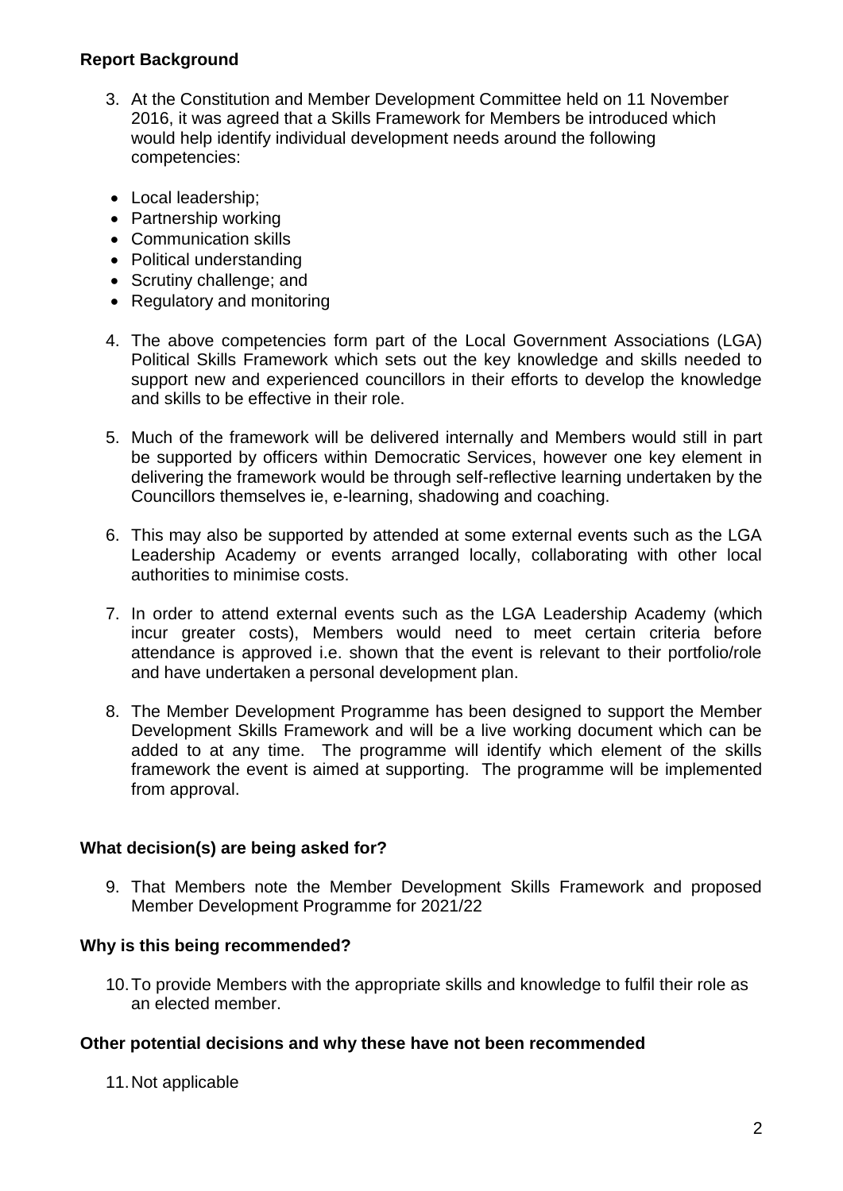## Report Background

3. At the Constitution and Member Development Committee held on 11 November 2016, it was agreed that a Skills Framework for Members be introduced which would help identify individual development needs around the following competencies:

- Local leadership;
- Partnership working
- Communication skills
- Political understanding
- Scrutiny challenge; and
- Regulatory and monitoring

4. The above competencies form part of the Local Government Associations (LGA) Political Skills Framework which sets out the key knowledge and skills needed to support new and experienced councillors in their efforts to develop the knowledge and skills to be effective in their role.

5. Much of the framework will be delivered internally and Members would still in part be supported by officers within Democratic Services, however one key element in delivering the framework would be through self-reflective learning undertaken by the Councillors themselves ie, e-learning, shadowing and coaching.

6. This may also be supported by attended at some external events such as the LGA Leadership Academy or events arranged locally, collaborating with other local authorities to minimise costs.

7. In order to attend external events such as the LGA Leadership Academy (which incur greater costs), Members would need to meet certain criteria before attendance is approved i.e. shown that the event is relevant to their portfolio/role and have undertaken a personal development plan.

8. The Member Development Programme has been designed to support the Member Development Skills Framework and will be a live working document which can be added to at any time. The programme will identify which element of the skills framework the event is aimed at supporting. The programme will be implemented from approval.

## What decision(s) are being asked for?

9. That Members note the Member Development Skills Framework and proposed Member Development Programme for 2021/22

## Why is this being recommended?

10. To provide Members with the appropriate skills and knowledge to fulfil their role as an elected member.

## Other potential decisions and why these have not been recommended

11. Not applicable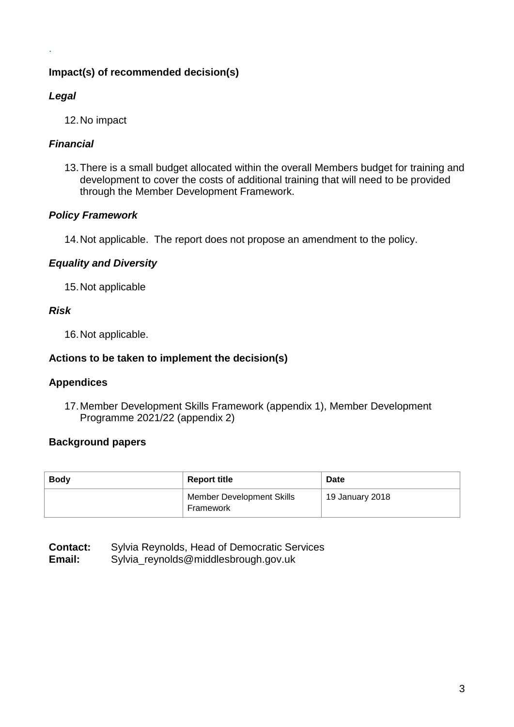.

**Impact(s) of recommended decision(s)**

***Legal***

12. No impact

***Financial***

13. There is a small budget allocated within the overall Members budget for training and development to cover the costs of additional training that will need to be provided through the Member Development Framework.

***Policy Framework***

14. Not applicable. The report does not propose an amendment to the policy.

***Equality and Diversity***

15. Not applicable

***Risk***

16. Not applicable.

**Actions to be taken to implement the decision(s)**

**Appendices**

17. Member Development Skills Framework (appendix 1), Member Development Programme 2021/22 (appendix 2)

**Background papers**

| Body | Report title | Date |
|---|---|---|
| | Member Development Skills Framework | 19 January 2018 |

**Contact:** Sylvia Reynolds, Head of Democratic Services
**Email:** Sylvia_reynolds@middlesbrough.gov.uk